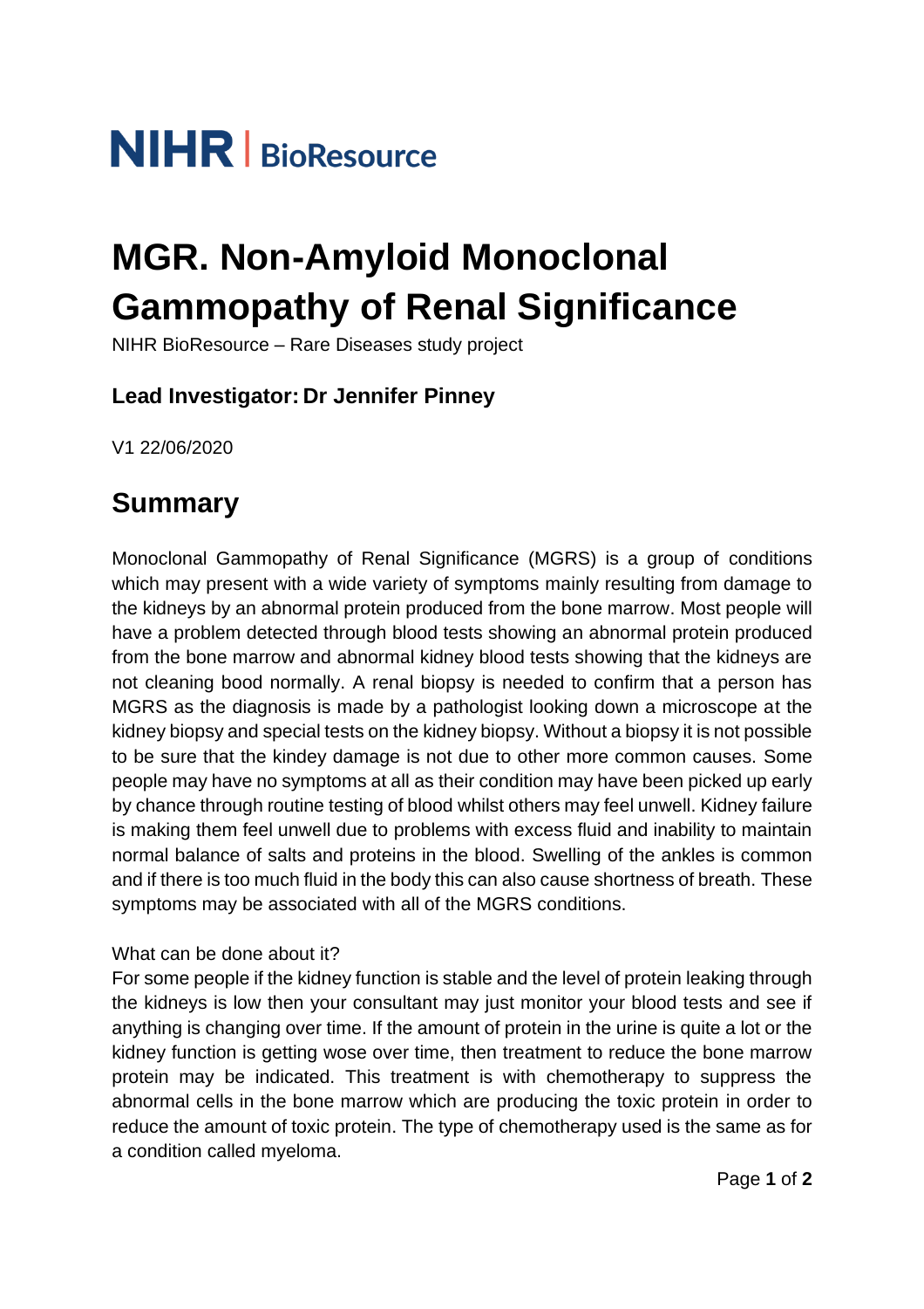NIHR | BioResource

# MGR. Non-Amyloid Monoclonal Gammopathy of Renal Significance

NIHR BioResource – Rare Diseases study project

### Lead Investigator: Dr Jennifer Pinney

V1 22/06/2020

## Summary

Monoclonal Gammopathy of Renal Significance (MGRS) is a group of conditions which may present with a wide variety of symptoms mainly resulting from damage to the kidneys by an abnormal protein produced from the bone marrow. Most people will have a problem detected through blood tests showing an abnormal protein produced from the bone marrow and abnormal kidney blood tests showing that the kidneys are not cleaning bood normally. A renal biopsy is needed to confirm that a person has MGRS as the diagnosis is made by a pathologist looking down a microscope at the kidney biopsy and special tests on the kidney biopsy. Without a biopsy it is not possible to be sure that the kindey damage is not due to other more common causes. Some people may have no symptoms at all as their condition may have been picked up early by chance through routine testing of blood whilst others may feel unwell. Kidney failure is making them feel unwell due to problems with excess fluid and inability to maintain normal balance of salts and proteins in the blood. Swelling of the ankles is common and if there is too much fluid in the body this can also cause shortness of breath. These symptoms may be associated with all of the MGRS conditions.

What can be done about it?

For some people if the kidney function is stable and the level of protein leaking through the kidneys is low then your consultant may just monitor your blood tests and see if anything is changing over time. If the amount of protein in the urine is quite a lot or the kidney function is getting wose over time, then treatment to reduce the bone marrow protein may be indicated. This treatment is with chemotherapy to suppress the abnormal cells in the bone marrow which are producing the toxic protein in order to reduce the amount of toxic protein. The type of chemotherapy used is the same as for a condition called myeloma.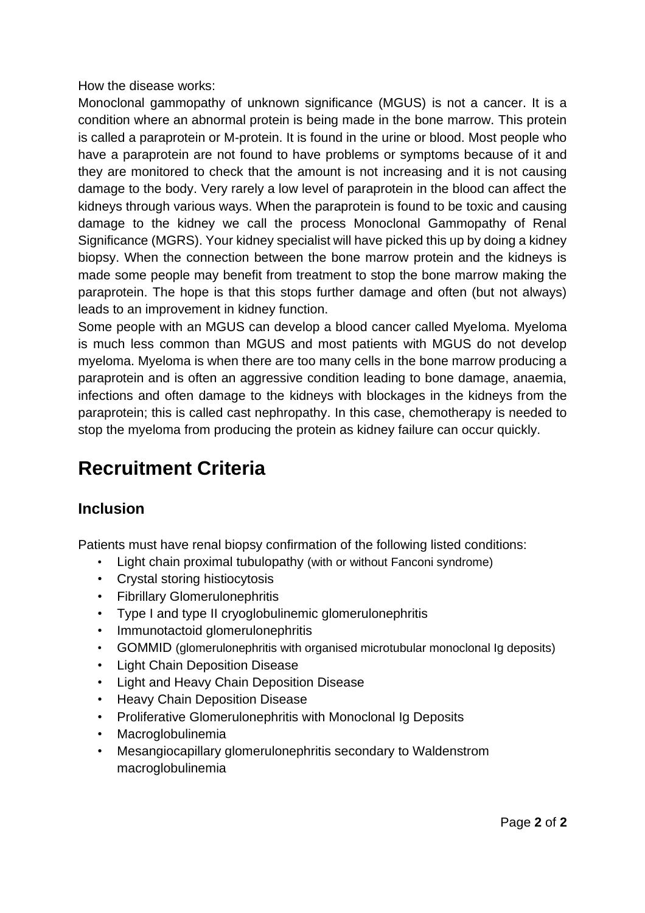How the disease works:

Monoclonal gammopathy of unknown significance (MGUS) is not a cancer. It is a condition where an abnormal protein is being made in the bone marrow. This protein is called a paraprotein or M-protein. It is found in the urine or blood. Most people who have a paraprotein are not found to have problems or symptoms because of it and they are monitored to check that the amount is not increasing and it is not causing damage to the body. Very rarely a low level of paraprotein in the blood can affect the kidneys through various ways. When the paraprotein is found to be toxic and causing damage to the kidney we call the process Monoclonal Gammopathy of Renal Significance (MGRS). Your kidney specialist will have picked this up by doing a kidney biopsy. When the connection between the bone marrow protein and the kidneys is made some people may benefit from treatment to stop the bone marrow making the paraprotein. The hope is that this stops further damage and often (but not always) leads to an improvement in kidney function.

Some people with an MGUS can develop a blood cancer called Myeloma. Myeloma is much less common than MGUS and most patients with MGUS do not develop myeloma. Myeloma is when there are too many cells in the bone marrow producing a paraprotein and is often an aggressive condition leading to bone damage, anaemia, infections and often damage to the kidneys with blockages in the kidneys from the paraprotein; this is called cast nephropathy. In this case, chemotherapy is needed to stop the myeloma from producing the protein as kidney failure can occur quickly.

# Recruitment Criteria

## Inclusion

Patients must have renal biopsy confirmation of the following listed conditions:

- Light chain proximal tubulopathy (with or without Fanconi syndrome)
- Crystal storing histiocytosis
- Fibrillary Glomerulonephritis
- Type I and type II cryoglobulinemic glomerulonephritis
- Immunotactoid glomerulonephritis
- GOMMID (glomerulonephritis with organised microtubular monoclonal Ig deposits)
- Light Chain Deposition Disease
- Light and Heavy Chain Deposition Disease
- Heavy Chain Deposition Disease
- Proliferative Glomerulonephritis with Monoclonal Ig Deposits
- Macroglobulinemia
- Mesangiocapillary glomerulonephritis secondary to Waldenstrom macroglobulinemia